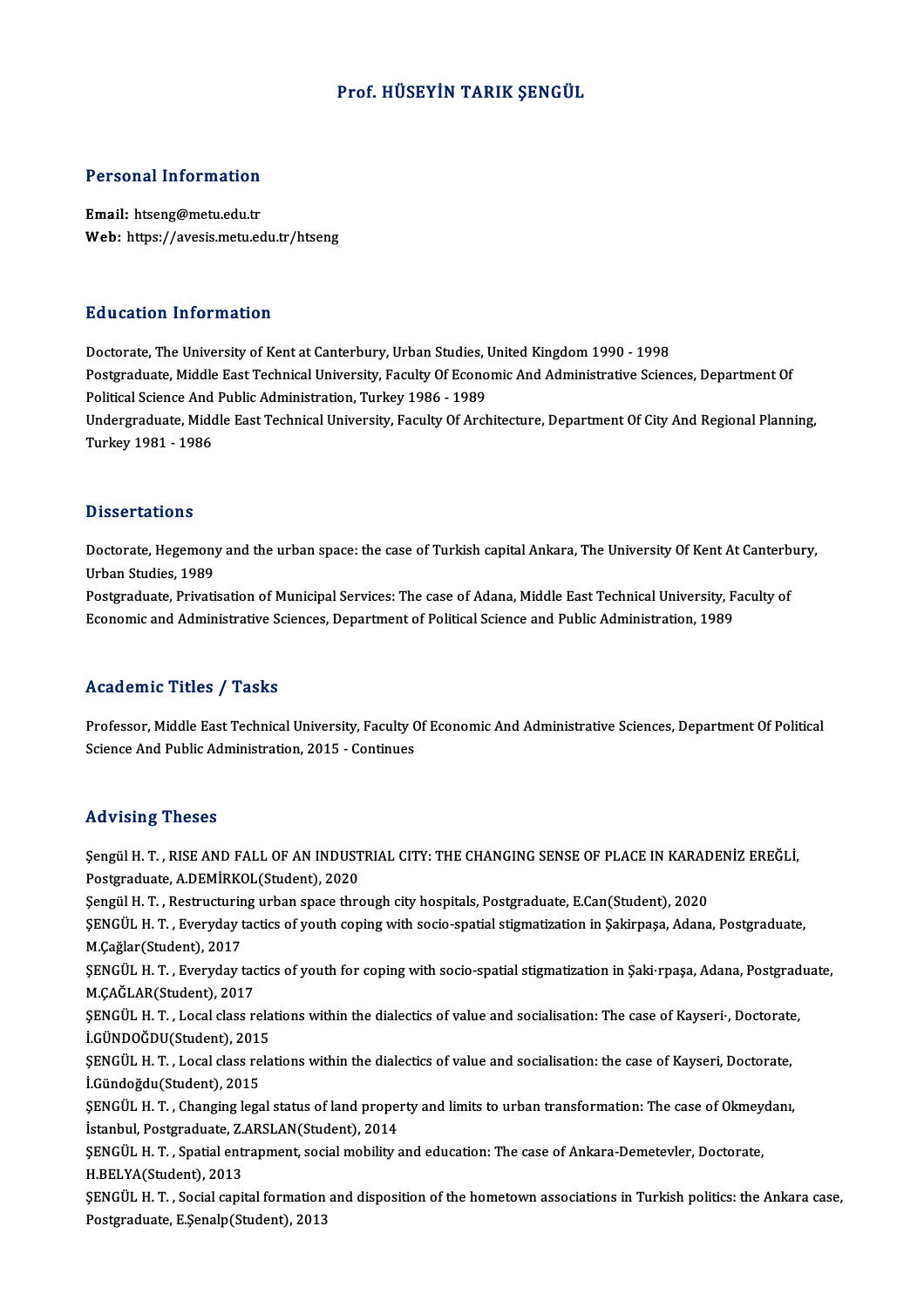# Prof. HÜSEYİN TARIK ŞENGÜL

## Personal Information

**Email:** htseng@metu.edu.tr
**Web:** https://avesis.metu.edu.tr/htseng

## Education Information

Doctorate, The University of Kent at Canterbury, Urban Studies, United Kingdom 1990 - 1998
Postgraduate, Middle East Technical University, Faculty Of Economic And Administrative Sciences, Department Of Political Science And Public Administration, Turkey 1986 - 1989
Undergraduate, Middle East Technical University, Faculty Of Architecture, Department Of City And Regional Planning, Turkey 1981 - 1986

## Dissertations

Doctorate, Hegemony and the urban space: the case of Turkish capital Ankara, The University Of Kent At Canterbury, Urban Studies, 1989
Postgraduate, Privatisation of Municipal Services: The case of Adana, Middle East Technical University, Faculty of Economic and Administrative Sciences, Department of Political Science and Public Administration, 1989

## Academic Titles / Tasks

Professor, Middle East Technical University, Faculty Of Economic And Administrative Sciences, Department Of Political Science And Public Administration, 2015 - Continues

## Advising Theses

Şengül H. T. , RISE AND FALL OF AN INDUSTRIAL CITY: THE CHANGING SENSE OF PLACE IN KARADENİZ EREĞLİ, Postgraduate, A.DEMİRKOL(Student), 2020
Şengül H. T. , Restructuring urban space through city hospitals, Postgraduate, E.Can(Student), 2020
ŞENGÜL H. T. , Everyday tactics of youth coping with socio-spatial stigmatization in Şakirpaşa, Adana, Postgraduate, M.Çağlar(Student), 2017
ŞENGÜL H. T. , Everyday tactics of youth for coping with socio-spatial stigmatization in Şaki·rpaşa, Adana, Postgraduate, M.ÇAĞLAR(Student), 2017
ŞENGÜL H. T. , Local class relations within the dialectics of value and socialisation: The case of Kayseri·, Doctorate, İ.GÜNDOĞDU(Student), 2015
ŞENGÜL H. T. , Local class relations within the dialectics of value and socialisation: the case of Kayseri, Doctorate, İ.Gündoğdu(Student), 2015
ŞENGÜL H. T. , Changing legal status of land property and limits to urban transformation: The case of Okmeydanı, İstanbul, Postgraduate, Z.ARSLAN(Student), 2014
ŞENGÜL H. T. , Spatial entrapment, social mobility and education: The case of Ankara-Demetevler, Doctorate, H.BELYA(Student), 2013
ŞENGÜL H. T. , Social capital formation and disposition of the hometown associations in Turkish politics: the Ankara case, Postgraduate, E.Şenalp(Student), 2013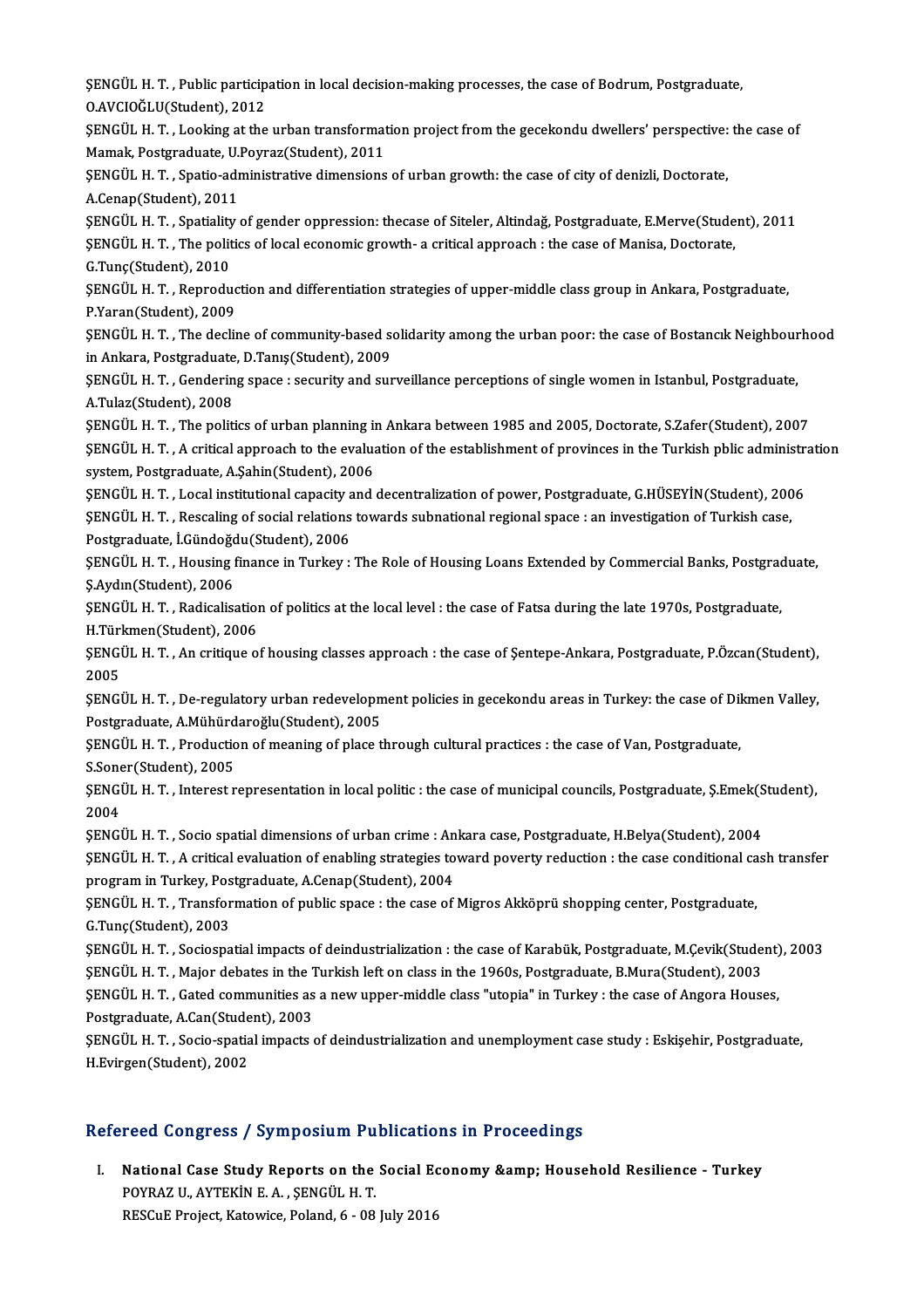ŞENGÜL H. T. , Public participation in local decision-making processes, the case of Bodrum, Postgraduate, O.AVCIOĞLU(Student), 2012

ŞENGÜL H. T. , Looking at the urban transformation project from the gecekondu dwellers' perspective: the case of Mamak, Postgraduate, U.Poyraz(Student), 2011

ŞENGÜL H. T. , Spatio-administrative dimensions of urban growth: the case of city of denizli, Doctorate, A.Cenap(Student), 2011

ŞENGÜL H. T. , Spatiality of gender oppression: thecase of Siteler, Altindağ, Postgraduate, E.Merve(Student), 2011

ŞENGÜL H. T. , The politics of local economic growth- a critical approach : the case of Manisa, Doctorate, G.Tunç(Student), 2010

ŞENGÜL H. T. , Reproduction and differentiation strategies of upper-middle class group in Ankara, Postgraduate, P.Yaran(Student), 2009

ŞENGÜL H. T. , The decline of community-based solidarity among the urban poor: the case of Bostancık Neighbourhood in Ankara, Postgraduate, D.Tanış(Student), 2009

ŞENGÜL H. T. , Gendering space : security and surveillance perceptions of single women in Istanbul, Postgraduate, A.Tulaz(Student), 2008

ŞENGÜL H. T. , The politics of urban planning in Ankara between 1985 and 2005, Doctorate, S.Zafer(Student), 2007

ŞENGÜL H. T. , A critical approach to the evaluation of the establishment of provinces in the Turkish pblic administration system, Postgraduate, A.Şahin(Student), 2006

ŞENGÜL H. T. , Local institutional capacity and decentralization of power, Postgraduate, G.HÜSEYİN(Student), 2006

ŞENGÜL H. T. , Rescaling of social relations towards subnational regional space : an investigation of Turkish case, Postgraduate, İ.Gündoğdu(Student), 2006

ŞENGÜL H. T. , Housing finance in Turkey : The Role of Housing Loans Extended by Commercial Banks, Postgraduate, Ş.Aydın(Student), 2006

ŞENGÜL H. T. , Radicalisation of politics at the local level : the case of Fatsa during the late 1970s, Postgraduate, H.Türkmen(Student), 2006

ŞENGÜL H. T. , An critique of housing classes approach : the case of Şentepe-Ankara, Postgraduate, P.Özcan(Student), 2005

ŞENGÜL H. T. , De-regulatory urban redevelopment policies in gecekondu areas in Turkey: the case of Dikmen Valley, Postgraduate, A.Mühürdaroğlu(Student), 2005

ŞENGÜL H. T. , Production of meaning of place through cultural practices : the case of Van, Postgraduate, S.Soner(Student), 2005

ŞENGÜL H. T. , Interest representation in local politic : the case of municipal councils, Postgraduate, Ş.Emek(Student), 2004

ŞENGÜL H. T. , Socio spatial dimensions of urban crime : Ankara case, Postgraduate, H.Belya(Student), 2004

ŞENGÜL H. T. , A critical evaluation of enabling strategies toward poverty reduction : the case conditional cash transfer program in Turkey, Postgraduate, A.Cenap(Student), 2004

ŞENGÜL H. T. , Transformation of public space : the case of Migros Akköprü shopping center, Postgraduate, G.Tunç(Student), 2003

ŞENGÜL H. T. , Sociospatial impacts of deindustrialization : the case of Karabük, Postgraduate, M.Çevik(Student), 2003

ŞENGÜL H. T. , Major debates in the Turkish left on class in the 1960s, Postgraduate, B.Mura(Student), 2003

ŞENGÜL H. T. , Gated communities as a new upper-middle class "utopia" in Turkey : the case of Angora Houses, Postgraduate, A.Can(Student), 2003

ŞENGÜL H. T. , Socio-spatial impacts of deindustrialization and unemployment case study : Eskişehir, Postgraduate, H.Evirgen(Student), 2002

## Refereed Congress / Symposium Publications in Proceedings

I. **National Case Study Reports on the Social Economy &amp; Household Resilience - Turkey**
   POYRAZ U., AYTEKİN E. A. , ŞENGÜL H. T.
   RESCuE Project, Katowice, Poland, 6 - 08 July 2016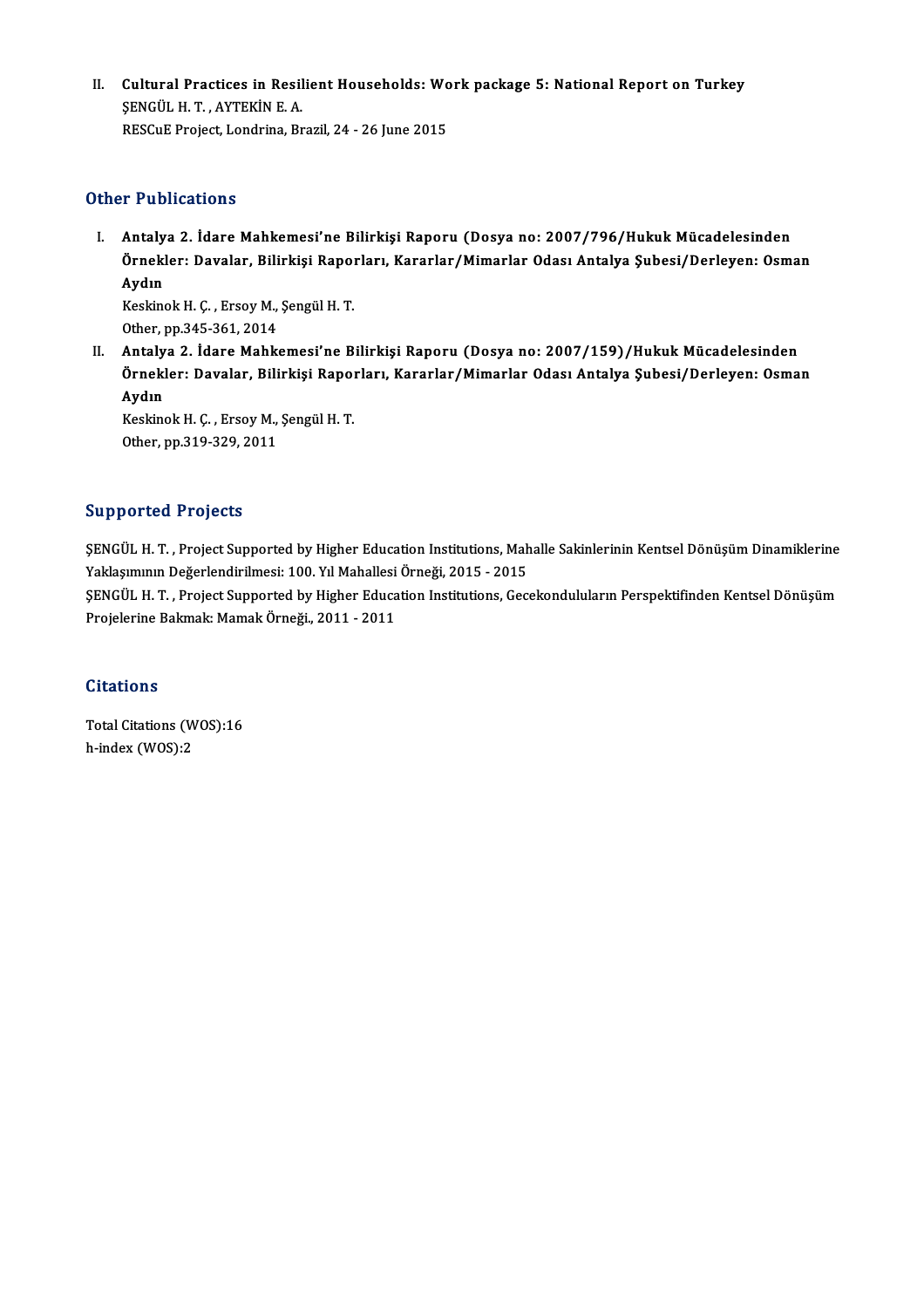II. **Cultural Practices in Resilient Households: Work package 5: National Report on Turkey**
ŞENGÜL H. T. , AYTEKİN E. A.
RESCuE Project, Londrina, Brazil, 24 - 26 June 2015

## Other Publications

I. **Antalya 2. İdare Mahkemesi'ne Bilirkişi Raporu (Dosya no: 2007/796/Hukuk Mücadelesinden Örnekler: Davalar, Bilirkişi Raporları, Kararlar/Mimarlar Odası Antalya Şubesi/Derleyen: Osman Aydın**
Keskinok H. Ç. , Ersoy M., Şengül H. T.
Other, pp.345-361, 2014

II. **Antalya 2. İdare Mahkemesi'ne Bilirkişi Raporu (Dosya no: 2007/159)/Hukuk Mücadelesinden Örnekler: Davalar, Bilirkişi Raporları, Kararlar/Mimarlar Odası Antalya Şubesi/Derleyen: Osman Aydın**
Keskinok H. Ç. , Ersoy M., Şengül H. T.
Other, pp.319-329, 2011

## Supported Projects

ŞENGÜL H. T. , Project Supported by Higher Education Institutions, Mahalle Sakinlerinin Kentsel Dönüşüm Dinamiklerine Yaklaşımının Değerlendirilmesi: 100. Yıl Mahallesi Örneği, 2015 - 2015

ŞENGÜL H. T. , Project Supported by Higher Education Institutions, Gecekondulular Perspektifinden Kentsel Dönüşüm Projelerine Bakmak: Mamak Örneği., 2011 - 2011

## Citations

Total Citations (WOS):16
h-index (WOS):2